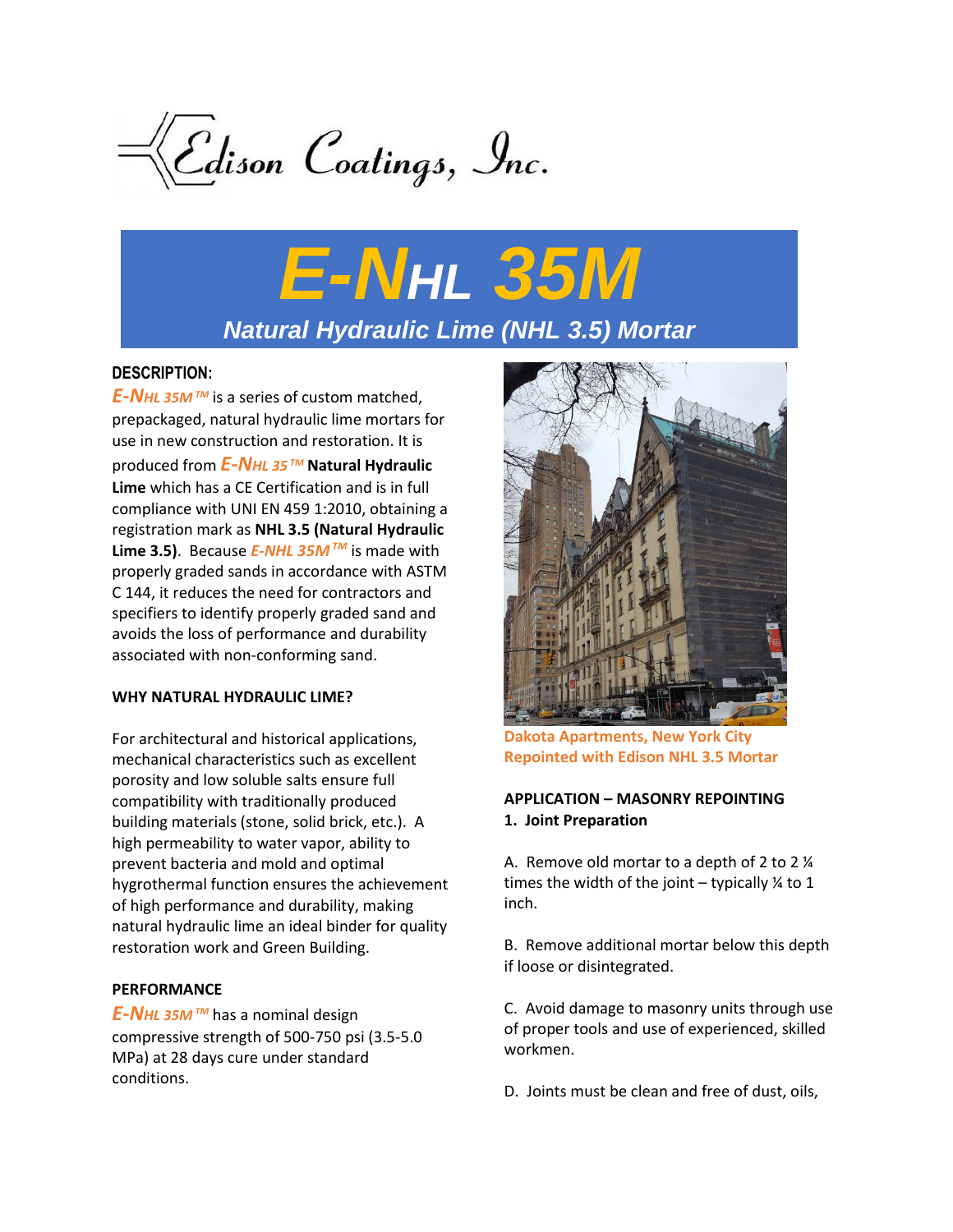Edison Coatings, Inc.

# E-NHL 35M

## Natural Hydraulic Lime (NHL 3.5) Mortar

### DESCRIPTION:

*E-NHL 35M™* is a series of custom matched, prepackaged, natural hydraulic lime mortars for use in new construction and restoration. It is produced from *E-NHL 35™* **Natural Hydraulic Lime** which has a CE Certification and is in full compliance with UNI EN 459 1:2010, obtaining a registration mark as **NHL 3.5 (Natural Hydraulic Lime 3.5)**. Because *E-NHL 35M™* is made with properly graded sands in accordance with ASTM C 144, it reduces the need for contractors and specifiers to identify properly graded sand and avoids the loss of performance and durability associated with non-conforming sand.

### WHY NATURAL HYDRAULIC LIME?

For architectural and historical applications, mechanical characteristics such as excellent porosity and low soluble salts ensure full compatibility with traditionally produced building materials (stone, solid brick, etc.). A high permeability to water vapor, ability to prevent bacteria and mold and optimal hygrothermal function ensures the achievement of high performance and durability, making natural hydraulic lime an ideal binder for quality restoration work and Green Building.

### PERFORMANCE

*E-NHL 35M™* has a nominal design compressive strength of 500-750 psi (3.5-5.0 MPa) at 28 days cure under standard conditions.

Dakota Apartments, New York City
Repointed with Edison NHL 3.5 Mortar

### APPLICATION – MASONRY REPOINTING

**1. Joint Preparation**

A. Remove old mortar to a depth of 2 to 2 ¼ times the width of the joint – typically ¼ to 1 inch.

B. Remove additional mortar below this depth if loose or disintegrated.

C. Avoid damage to masonry units through use of proper tools and use of experienced, skilled workmen.

D. Joints must be clean and free of dust, oils,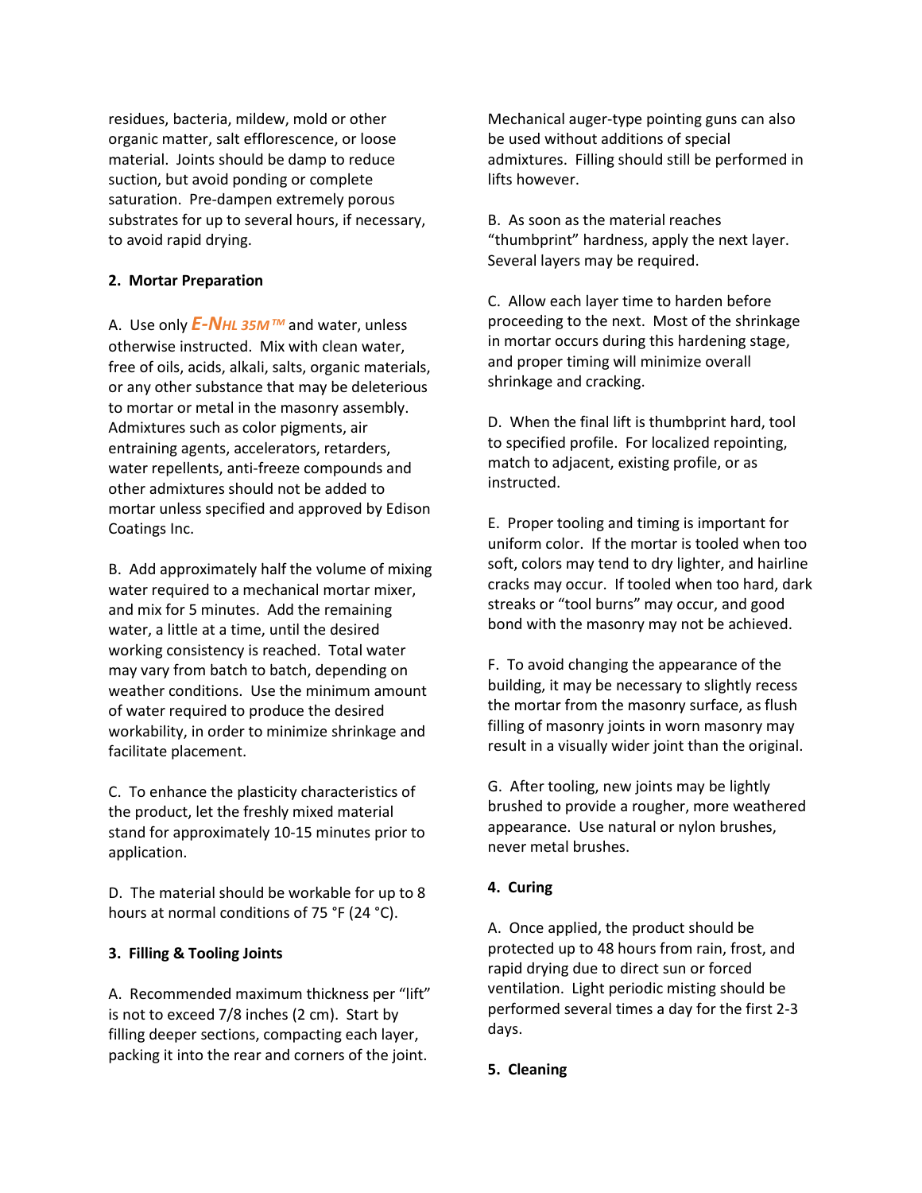residues, bacteria, mildew, mold or other organic matter, salt efflorescence, or loose material. Joints should be damp to reduce suction, but avoid ponding or complete saturation. Pre-dampen extremely porous substrates for up to several hours, if necessary, to avoid rapid drying.

**2. Mortar Preparation**

A. Use only ***E-N**HL 35M™* and water, unless otherwise instructed. Mix with clean water, free of oils, acids, alkali, salts, organic materials, or any other substance that may be deleterious to mortar or metal in the masonry assembly. Admixtures such as color pigments, air entraining agents, accelerators, retarders, water repellents, anti-freeze compounds and other admixtures should not be added to mortar unless specified and approved by Edison Coatings Inc.

B. Add approximately half the volume of mixing water required to a mechanical mortar mixer, and mix for 5 minutes. Add the remaining water, a little at a time, until the desired working consistency is reached. Total water may vary from batch to batch, depending on weather conditions. Use the minimum amount of water required to produce the desired workability, in order to minimize shrinkage and facilitate placement.

C. To enhance the plasticity characteristics of the product, let the freshly mixed material stand for approximately 10-15 minutes prior to application.

D. The material should be workable for up to 8 hours at normal conditions of 75 °F (24 °C).

**3. Filling & Tooling Joints**

A. Recommended maximum thickness per "lift" is not to exceed 7/8 inches (2 cm). Start by filling deeper sections, compacting each layer, packing it into the rear and corners of the joint. Mechanical auger-type pointing guns can also be used without additions of special admixtures. Filling should still be performed in lifts however.

B. As soon as the material reaches "thumbprint" hardness, apply the next layer. Several layers may be required.

C. Allow each layer time to harden before proceeding to the next. Most of the shrinkage in mortar occurs during this hardening stage, and proper timing will minimize overall shrinkage and cracking.

D. When the final lift is thumbprint hard, tool to specified profile. For localized repointing, match to adjacent, existing profile, or as instructed.

E. Proper tooling and timing is important for uniform color. If the mortar is tooled when too soft, colors may tend to dry lighter, and hairline cracks may occur. If tooled when too hard, dark streaks or "tool burns" may occur, and good bond with the masonry may not be achieved.

F. To avoid changing the appearance of the building, it may be necessary to slightly recess the mortar from the masonry surface, as flush filling of masonry joints in worn masonry may result in a visually wider joint than the original.

G. After tooling, new joints may be lightly brushed to provide a rougher, more weathered appearance. Use natural or nylon brushes, never metal brushes.

**4. Curing**

A. Once applied, the product should be protected up to 48 hours from rain, frost, and rapid drying due to direct sun or forced ventilation. Light periodic misting should be performed several times a day for the first 2-3 days.

**5. Cleaning**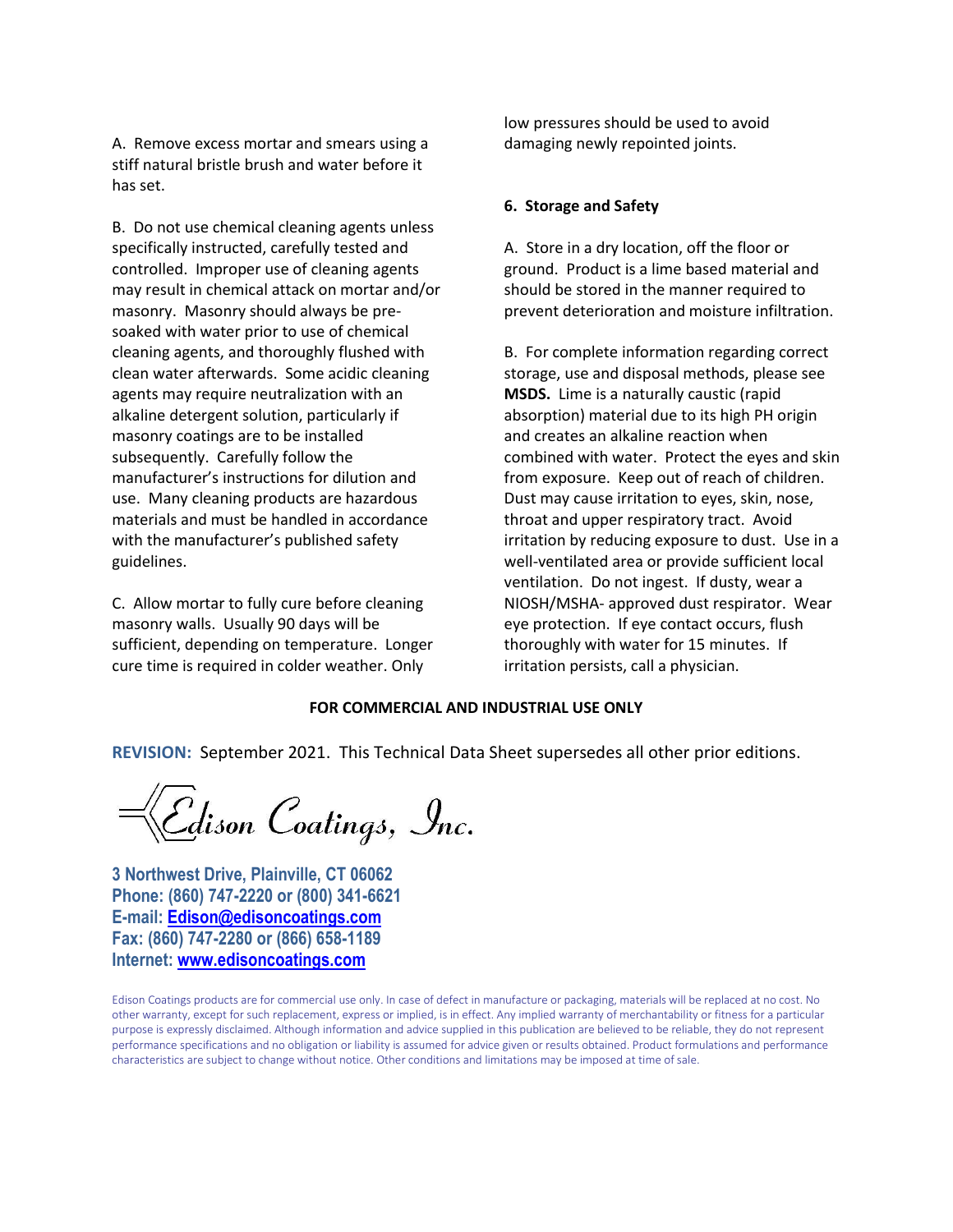A. Remove excess mortar and smears using a stiff natural bristle brush and water before it has set.

B. Do not use chemical cleaning agents unless specifically instructed, carefully tested and controlled. Improper use of cleaning agents may result in chemical attack on mortar and/or masonry. Masonry should always be pre-soaked with water prior to use of chemical cleaning agents, and thoroughly flushed with clean water afterwards. Some acidic cleaning agents may require neutralization with an alkaline detergent solution, particularly if masonry coatings are to be installed subsequently. Carefully follow the manufacturer's instructions for dilution and use. Many cleaning products are hazardous materials and must be handled in accordance with the manufacturer's published safety guidelines.

C. Allow mortar to fully cure before cleaning masonry walls. Usually 90 days will be sufficient, depending on temperature. Longer cure time is required in colder weather. Only low pressures should be used to avoid damaging newly repointed joints.

**6. Storage and Safety**

A. Store in a dry location, off the floor or ground. Product is a lime based material and should be stored in the manner required to prevent deterioration and moisture infiltration.

B. For complete information regarding correct storage, use and disposal methods, please see **MSDS.** Lime is a naturally caustic (rapid absorption) material due to its high PH origin and creates an alkaline reaction when combined with water. Protect the eyes and skin from exposure. Keep out of reach of children. Dust may cause irritation to eyes, skin, nose, throat and upper respiratory tract. Avoid irritation by reducing exposure to dust. Use in a well-ventilated area or provide sufficient local ventilation. Do not ingest. If dusty, wear a NIOSH/MSHA- approved dust respirator. Wear eye protection. If eye contact occurs, flush thoroughly with water for 15 minutes. If irritation persists, call a physician.

**FOR COMMERCIAL AND INDUSTRIAL USE ONLY**

**REVISION:** September 2021. This Technical Data Sheet supersedes all other prior editions.

Edison Coatings, Inc.

**3 Northwest Drive, Plainville, CT 06062**
**Phone: (860) 747-2220 or (800) 341-6621**
**E-mail: Edison@edisoncoatings.com**
**Fax: (860) 747-2280 or (866) 658-1189**
**Internet: www.edisoncoatings.com**

Edison Coatings products are for commercial use only. In case of defect in manufacture or packaging, materials will be replaced at no cost. No other warranty, except for such replacement, express or implied, is in effect. Any implied warranty of merchantability or fitness for a particular purpose is expressly disclaimed. Although information and advice supplied in this publication are believed to be reliable, they do not represent performance specifications and no obligation or liability is assumed for advice given or results obtained. Product formulations and performance characteristics are subject to change without notice. Other conditions and limitations may be imposed at time of sale.